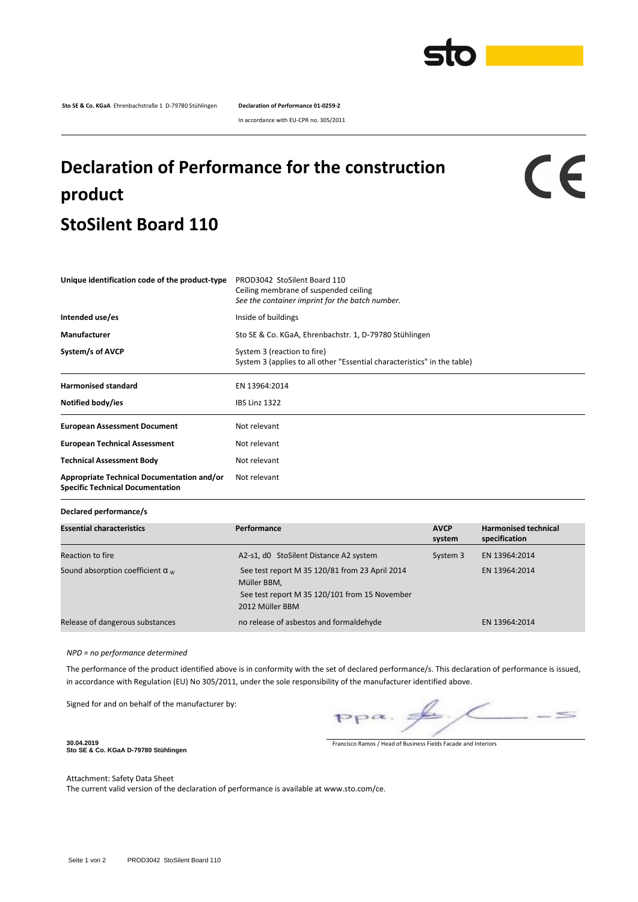**Sto SE & Co. KGaA** Ehrenbachstraße 1 D-79780 Stühlingen **Declaration of Performance 01-0259-2**

In accordance with EU-CPR no. 305/2011

# Declaration of Performance for the construction product

# StoSilent Board 110

| | |
|---|---|
| **Unique identification code of the product-type** | PROD3042 StoSilent Board 110<br>Ceiling membrane of suspended ceiling<br>*See the container imprint for the batch number.* |
| **Intended use/es** | Inside of buildings |
| **Manufacturer** | Sto SE & Co. KGaA, Ehrenbachstr. 1, D-79780 Stühlingen |
| **System/s of AVCP** | System 3 (reaction to fire)<br>System 3 (applies to all other "Essential characteristics" in the table) |
| **Harmonised standard** | EN 13964:2014 |
| **Notified body/ies** | IBS Linz 1322 |
| **European Assessment Document** | Not relevant |
| **European Technical Assessment** | Not relevant |
| **Technical Assessment Body** | Not relevant |
| **Appropriate Technical Documentation and/or Specific Technical Documentation** | Not relevant |

**Declared performance/s**

| **Essential characteristics** | **Performance** | **AVCP system** | **Harmonised technical specification** |
|---|---|---|---|
| Reaction to fire | A2-s1, d0 StoSilent Distance A2 system | System 3 | EN 13964:2014 |
| Sound absorption coefficient $\alpha_w$ | See test report M 35 120/81 from 23 April 2014 Müller BBM,<br>See test report M 35 120/101 from 15 November 2012 Müller BBM | | EN 13964:2014 |
| Release of dangerous substances | no release of asbestos and formaldehyde | | EN 13964:2014 |

*NPD = no performance determined*

The performance of the product identified above is in conformity with the set of declared performance/s. This declaration of performance is issued, in accordance with Regulation (EU) No 305/2011, under the sole responsibility of the manufacturer identified above.

Signed for and on behalf of the manufacturer by:

ppa.

**30.04.2019**
**Sto SE & Co. KGaA D-79780 Stühlingen**

Francisco Ramos / Head of Business Fields Facade and Interiors

Attachment: Safety Data Sheet
The current valid version of the declaration of performance is available at www.sto.com/ce.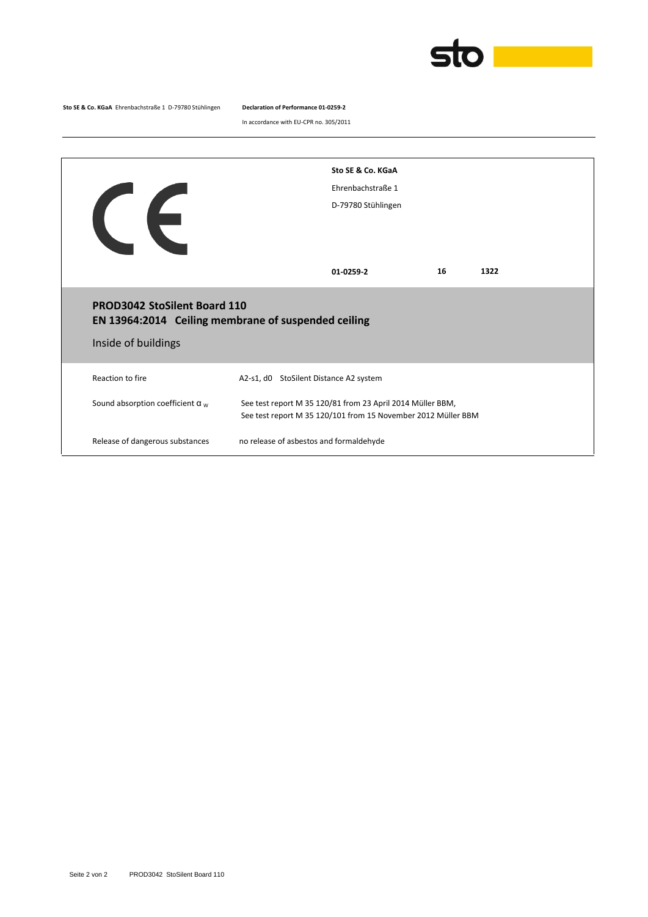**Sto SE & Co. KGaA** Ehrenbachstraße 1 D-79780 Stühlingen **Declaration of Performance 01-0259-2**

In accordance with EU-CPR no. 305/2011

CE

**Sto SE & Co. KGaA**

Ehrenbachstraße 1

D-79780 Stühlingen

**01-0259-2** **16** **1322**

## PROD3042 StoSilent Board 110

## EN 13964:2014 Ceiling membrane of suspended ceiling

Inside of buildings

| | |
|---|---|
| Reaction to fire | A2-s1, d0 StoSilent Distance A2 system |
| Sound absorption coefficient $\alpha_w$ | See test report M 35 120/81 from 23 April 2014 Müller BBM, See test report M 35 120/101 from 15 November 2012 Müller BBM |
| Release of dangerous substances | no release of asbestos and formaldehyde |